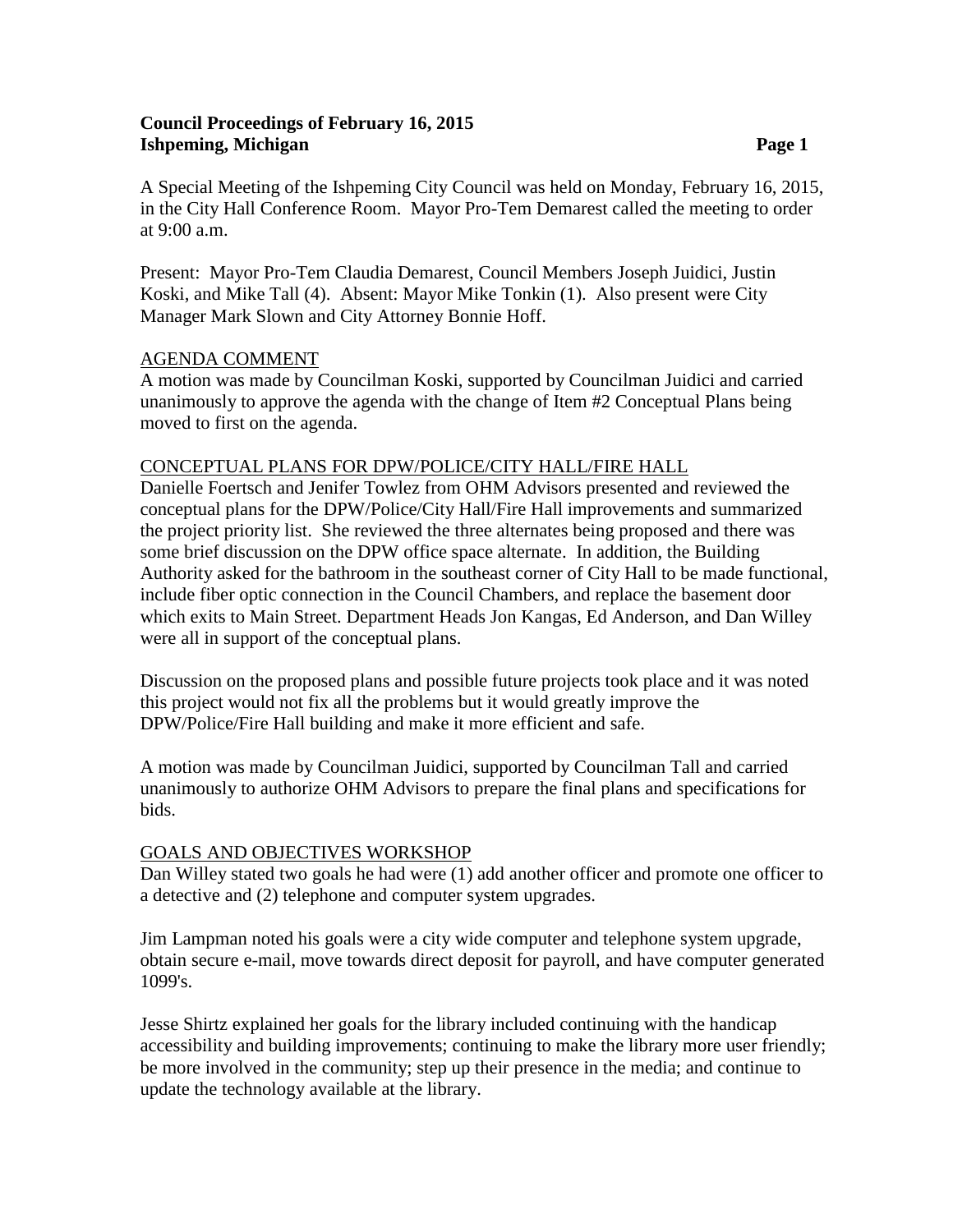# Council Proceedings of February 16, 2015
**Ishpeming, Michigan**

A Special Meeting of the Ishpeming City Council was held on Monday, February 16, 2015, in the City Hall Conference Room. Mayor Pro-Tem Demarest called the meeting to order at 9:00 a.m.

Present: Mayor Pro-Tem Claudia Demarest, Council Members Joseph Juidici, Justin Koski, and Mike Tall (4). Absent: Mayor Mike Tonkin (1). Also present were City Manager Mark Slown and City Attorney Bonnie Hoff.

## AGENDA COMMENT

A motion was made by Councilman Koski, supported by Councilman Juidici and carried unanimously to approve the agenda with the change of Item #2 Conceptual Plans being moved to first on the agenda.

## CONCEPTUAL PLANS FOR DPW/POLICE/CITY HALL/FIRE HALL

Danielle Foertsch and Jenifer Towlez from OHM Advisors presented and reviewed the conceptual plans for the DPW/Police/City Hall/Fire Hall improvements and summarized the project priority list. She reviewed the three alternates being proposed and there was some brief discussion on the DPW office space alternate. In addition, the Building Authority asked for the bathroom in the southeast corner of City Hall to be made functional, include fiber optic connection in the Council Chambers, and replace the basement door which exits to Main Street. Department Heads Jon Kangas, Ed Anderson, and Dan Willey were all in support of the conceptual plans.

Discussion on the proposed plans and possible future projects took place and it was noted this project would not fix all the problems but it would greatly improve the DPW/Police/Fire Hall building and make it more efficient and safe.

A motion was made by Councilman Juidici, supported by Councilman Tall and carried unanimously to authorize OHM Advisors to prepare the final plans and specifications for bids.

## GOALS AND OBJECTIVES WORKSHOP

Dan Willey stated two goals he had were (1) add another officer and promote one officer to a detective and (2) telephone and computer system upgrades.

Jim Lampman noted his goals were a city wide computer and telephone system upgrade, obtain secure e-mail, move towards direct deposit for payroll, and have computer generated 1099's.

Jesse Shirtz explained her goals for the library included continuing with the handicap accessibility and building improvements; continuing to make the library more user friendly; be more involved in the community; step up their presence in the media; and continue to update the technology available at the library.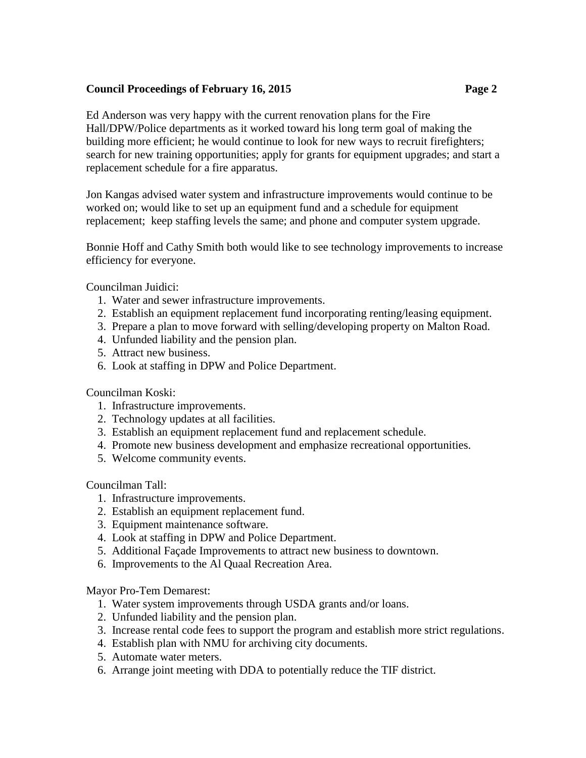Ed Anderson was very happy with the current renovation plans for the Fire Hall/DPW/Police departments as it worked toward his long term goal of making the building more efficient; he would continue to look for new ways to recruit firefighters; search for new training opportunities; apply for grants for equipment upgrades; and start a replacement schedule for a fire apparatus.

Jon Kangas advised water system and infrastructure improvements would continue to be worked on; would like to set up an equipment fund and a schedule for equipment replacement; keep staffing levels the same; and phone and computer system upgrade.

Bonnie Hoff and Cathy Smith both would like to see technology improvements to increase efficiency for everyone.

Councilman Juidici:

1. Water and sewer infrastructure improvements.
2. Establish an equipment replacement fund incorporating renting/leasing equipment.
3. Prepare a plan to move forward with selling/developing property on Malton Road.
4. Unfunded liability and the pension plan.
5. Attract new business.
6. Look at staffing in DPW and Police Department.

Councilman Koski:

1. Infrastructure improvements.
2. Technology updates at all facilities.
3. Establish an equipment replacement fund and replacement schedule.
4. Promote new business development and emphasize recreational opportunities.
5. Welcome community events.

Councilman Tall:

1. Infrastructure improvements.
2. Establish an equipment replacement fund.
3. Equipment maintenance software.
4. Look at staffing in DPW and Police Department.
5. Additional Façade Improvements to attract new business to downtown.
6. Improvements to the Al Quaal Recreation Area.

Mayor Pro-Tem Demarest:

1. Water system improvements through USDA grants and/or loans.
2. Unfunded liability and the pension plan.
3. Increase rental code fees to support the program and establish more strict regulations.
4. Establish plan with NMU for archiving city documents.
5. Automate water meters.
6. Arrange joint meeting with DDA to potentially reduce the TIF district.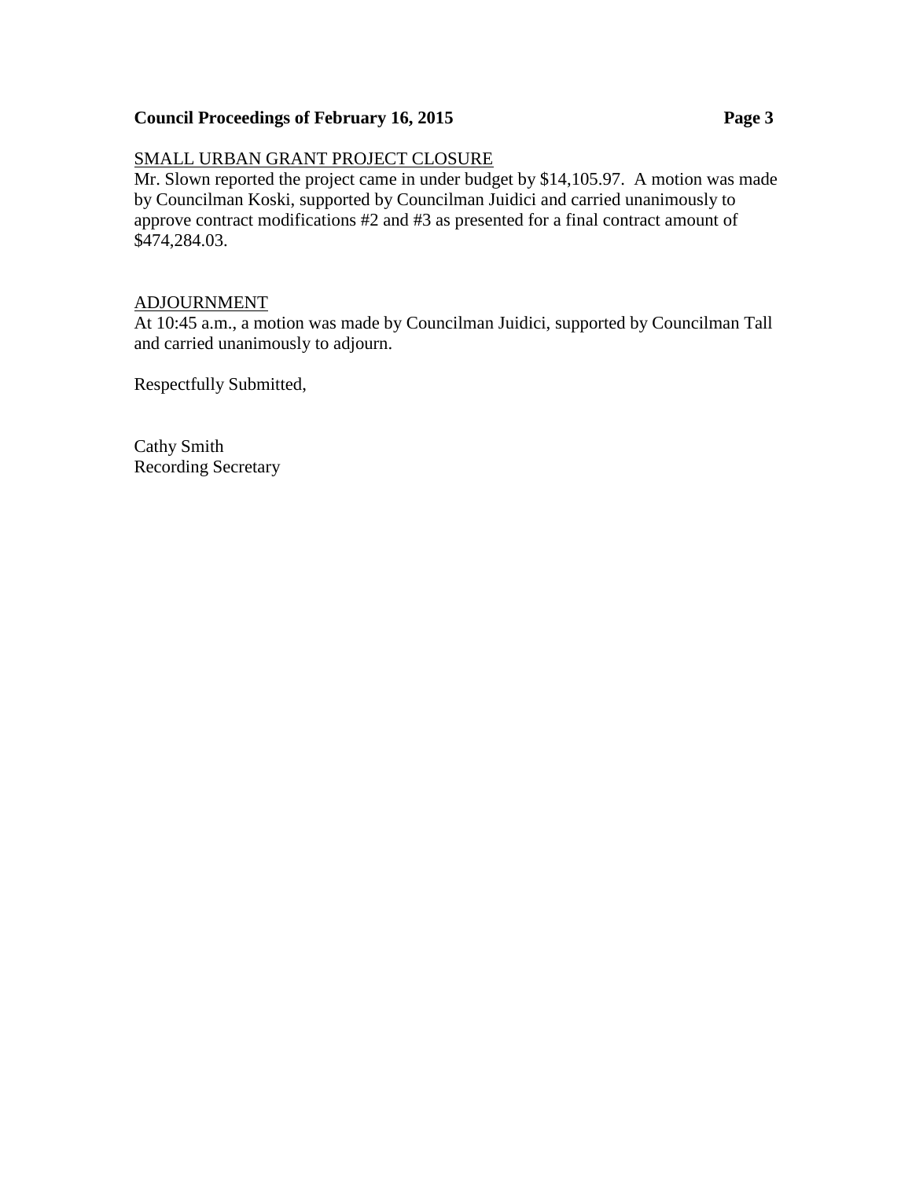SMALL URBAN GRANT PROJECT CLOSURE

Mr. Slown reported the project came in under budget by $14,105.97. A motion was made by Councilman Koski, supported by Councilman Juidici and carried unanimously to approve contract modifications #2 and #3 as presented for a final contract amount of $474,284.03.

ADJOURNMENT

At 10:45 a.m., a motion was made by Councilman Juidici, supported by Councilman Tall and carried unanimously to adjourn.

Respectfully Submitted,

Cathy Smith
Recording Secretary